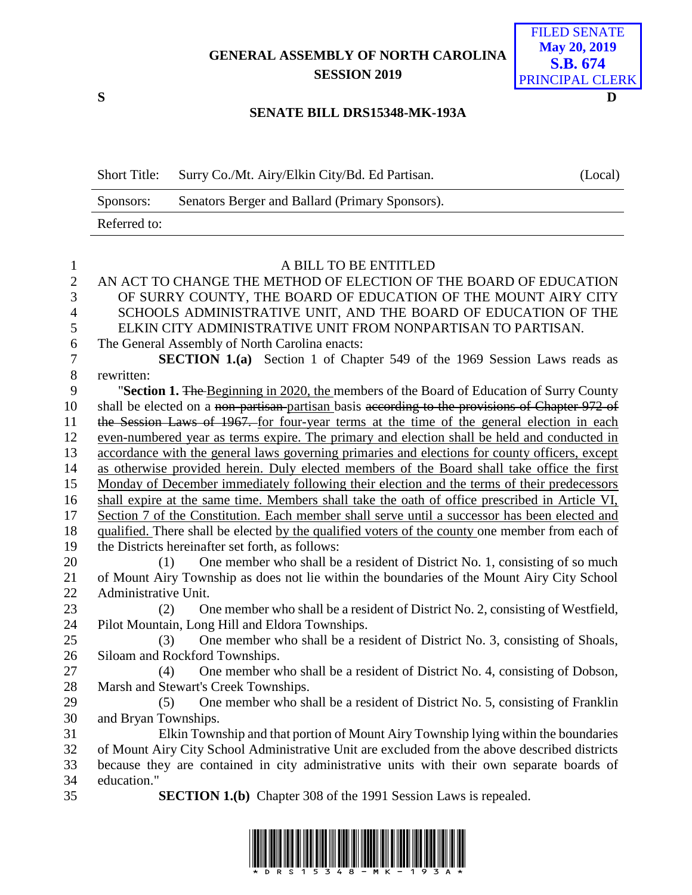GENERAL ASSEMBLY OF NORTH CAROLINA
SESSION 2019

FILED SENATE
May 20, 2019
S.B. 674
PRINCIPAL CLERK

S D

**SENATE BILL DRS15348-MK-193A**

| Short Title: | Surry Co./Mt. Airy/Elkin City/Bd. Ed Partisan. | (Local) |
|---|---|---|
| Sponsors: | Senators Berger and Ballard (Primary Sponsors). | |
| Referred to: | | |

A BILL TO BE ENTITLED

AN ACT TO CHANGE THE METHOD OF ELECTION OF THE BOARD OF EDUCATION OF SURRY COUNTY, THE BOARD OF EDUCATION OF THE MOUNT AIRY CITY SCHOOLS ADMINISTRATIVE UNIT, AND THE BOARD OF EDUCATION OF THE ELKIN CITY ADMINISTRATIVE UNIT FROM NONPARTISAN TO PARTISAN.

The General Assembly of North Carolina enacts:

**SECTION 1.(a)** Section 1 of Chapter 549 of the 1969 Session Laws reads as rewritten:

"**Section 1.** ~~The~~ Beginning in 2020, the members of the Board of Education of Surry County shall be elected on a ~~non-partisan~~ partisan basis ~~according to the provisions of Chapter 972 of the Session Laws of 1967.~~ for four-year terms at the time of the general election in each even-numbered year as terms expire. The primary and election shall be held and conducted in accordance with the general laws governing primaries and elections for county officers, except as otherwise provided herein. Duly elected members of the Board shall take office the first Monday of December immediately following their election and the terms of their predecessors shall expire at the same time. Members shall take the oath of office prescribed in Article VI, Section 7 of the Constitution. Each member shall serve until a successor has been elected and qualified. There shall be elected by the qualified voters of the county one member from each of the Districts hereinafter set forth, as follows:

(1) One member who shall be a resident of District No. 1, consisting of so much of Mount Airy Township as does not lie within the boundaries of the Mount Airy City School Administrative Unit.

(2) One member who shall be a resident of District No. 2, consisting of Westfield, Pilot Mountain, Long Hill and Eldora Townships.

(3) One member who shall be a resident of District No. 3, consisting of Shoals, Siloam and Rockford Townships.

(4) One member who shall be a resident of District No. 4, consisting of Dobson, Marsh and Stewart's Creek Townships.

(5) One member who shall be a resident of District No. 5, consisting of Franklin and Bryan Townships.

Elkin Township and that portion of Mount Airy Township lying within the boundaries of Mount Airy City School Administrative Unit are excluded from the above described districts because they are contained in city administrative units with their own separate boards of education."

**SECTION 1.(b)** Chapter 308 of the 1991 Session Laws is repealed.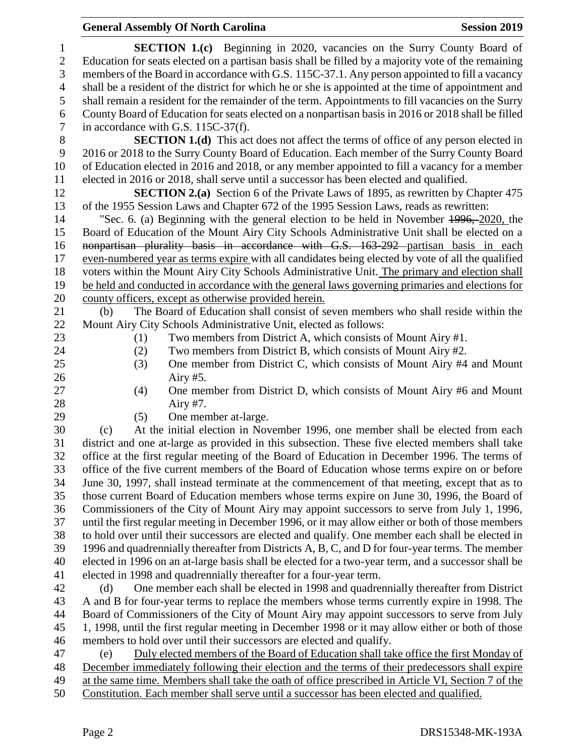**SECTION 1.(c)** Beginning in 2020, vacancies on the Surry County Board of Education for seats elected on a partisan basis shall be filled by a majority vote of the remaining members of the Board in accordance with G.S. 115C-37.1. Any person appointed to fill a vacancy shall be a resident of the district for which he or she is appointed at the time of appointment and shall remain a resident for the remainder of the term. Appointments to fill vacancies on the Surry County Board of Education for seats elected on a nonpartisan basis in 2016 or 2018 shall be filled in accordance with G.S. 115C-37(f).

**SECTION 1.(d)** This act does not affect the terms of office of any person elected in 2016 or 2018 to the Surry County Board of Education. Each member of the Surry County Board of Education elected in 2016 and 2018, or any member appointed to fill a vacancy for a member elected in 2016 or 2018, shall serve until a successor has been elected and qualified.

**SECTION 2.(a)** Section 6 of the Private Laws of 1895, as rewritten by Chapter 475 of the 1955 Session Laws and Chapter 672 of the 1995 Session Laws, reads as rewritten:

"Sec. 6. (a) Beginning with the general election to be held in November ~~1996,~~ 2020, the Board of Education of the Mount Airy City Schools Administrative Unit shall be elected on a ~~nonpartisan plurality basis in accordance with G.S. 163-292~~ partisan basis in each even-numbered year as terms expire with all candidates being elected by vote of all the qualified voters within the Mount Airy City Schools Administrative Unit. The primary and election shall be held and conducted in accordance with the general laws governing primaries and elections for county officers, except as otherwise provided herein.

(b) The Board of Education shall consist of seven members who shall reside within the Mount Airy City Schools Administrative Unit, elected as follows:

(1) Two members from District A, which consists of Mount Airy #1.

(2) Two members from District B, which consists of Mount Airy #2.

(3) One member from District C, which consists of Mount Airy #4 and Mount Airy #5.

(4) One member from District D, which consists of Mount Airy #6 and Mount Airy #7.

(5) One member at-large.

(c) At the initial election in November 1996, one member shall be elected from each district and one at-large as provided in this subsection. These five elected members shall take office at the first regular meeting of the Board of Education in December 1996. The terms of office of the five current members of the Board of Education whose terms expire on or before June 30, 1997, shall instead terminate at the commencement of that meeting, except that as to those current Board of Education members whose terms expire on June 30, 1996, the Board of Commissioners of the City of Mount Airy may appoint successors to serve from July 1, 1996, until the first regular meeting in December 1996, or it may allow either or both of those members to hold over until their successors are elected and qualify. One member each shall be elected in 1996 and quadrennially thereafter from Districts A, B, C, and D for four-year terms. The member elected in 1996 on an at-large basis shall be elected for a two-year term, and a successor shall be elected in 1998 and quadrennially thereafter for a four-year term.

(d) One member each shall be elected in 1998 and quadrennially thereafter from District A and B for four-year terms to replace the members whose terms currently expire in 1998. The Board of Commissioners of the City of Mount Airy may appoint successors to serve from July 1, 1998, until the first regular meeting in December 1998 or it may allow either or both of those members to hold over until their successors are elected and qualify.

(e) Duly elected members of the Board of Education shall take office the first Monday of December immediately following their election and the terms of their predecessors shall expire at the same time. Members shall take the oath of office prescribed in Article VI, Section 7 of the Constitution. Each member shall serve until a successor has been elected and qualified.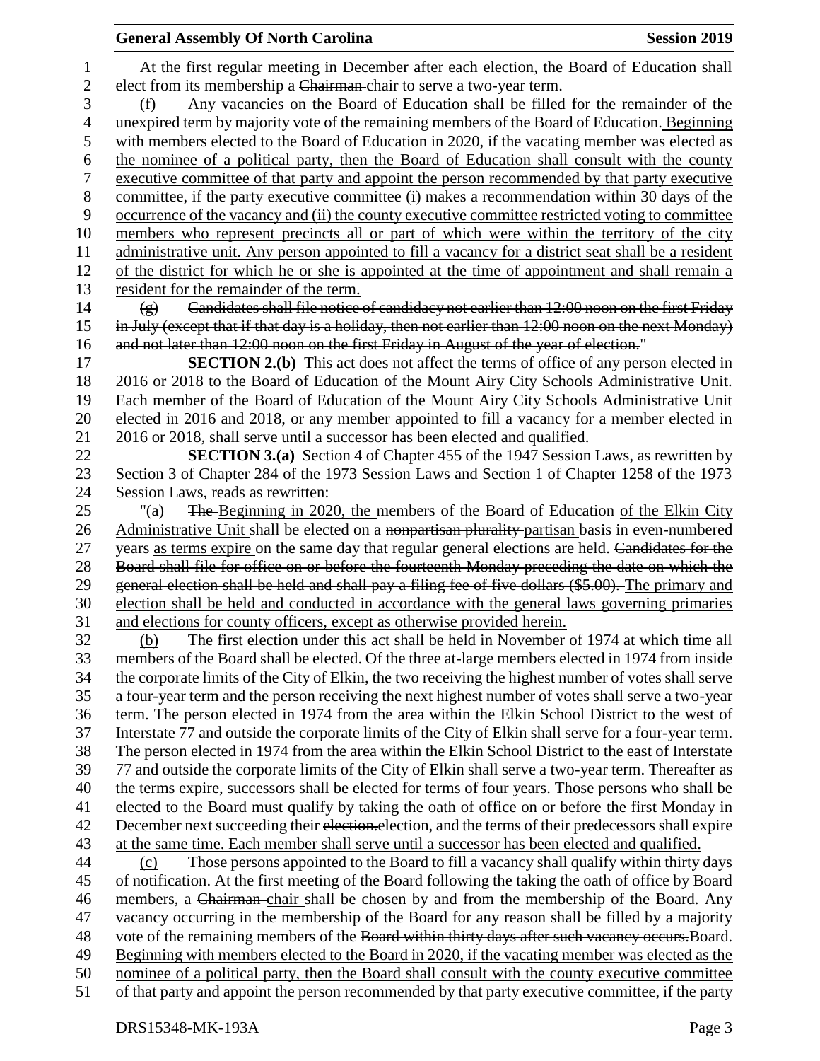At the first regular meeting in December after each election, the Board of Education shall elect from its membership a ~~Chairman~~ chair to serve a two-year term.

(f) Any vacancies on the Board of Education shall be filled for the remainder of the unexpired term by majority vote of the remaining members of the Board of Education. Beginning with members elected to the Board of Education in 2020, if the vacating member was elected as the nominee of a political party, then the Board of Education shall consult with the county executive committee of that party and appoint the person recommended by that party executive committee, if the party executive committee (i) makes a recommendation within 30 days of the occurrence of the vacancy and (ii) the county executive committee restricted voting to committee members who represent precincts all or part of which were within the territory of the city administrative unit. Any person appointed to fill a vacancy for a district seat shall be a resident of the district for which he or she is appointed at the time of appointment and shall remain a resident for the remainder of the term.

~~(g) Candidates shall file notice of candidacy not earlier than 12:00 noon on the first Friday in July (except that if that day is a holiday, then not earlier than 12:00 noon on the next Monday) and not later than 12:00 noon on the first Friday in August of the year of election.~~"

**SECTION 2.(b)** This act does not affect the terms of office of any person elected in 2016 or 2018 to the Board of Education of the Mount Airy City Schools Administrative Unit. Each member of the Board of Education of the Mount Airy City Schools Administrative Unit elected in 2016 and 2018, or any member appointed to fill a vacancy for a member elected in 2016 or 2018, shall serve until a successor has been elected and qualified.

**SECTION 3.(a)** Section 4 of Chapter 455 of the 1947 Session Laws, as rewritten by Section 3 of Chapter 284 of the 1973 Session Laws and Section 1 of Chapter 1258 of the 1973 Session Laws, reads as rewritten:

"(a) ~~The~~ Beginning in 2020, the members of the Board of Education of the Elkin City Administrative Unit shall be elected on a ~~nonpartisan plurality~~ partisan basis in even-numbered years as terms expire on the same day that regular general elections are held. ~~Candidates for the Board shall file for office on or before the fourteenth Monday preceding the date on which the general election shall be held and shall pay a filing fee of five dollars ($5.00).~~ The primary and election shall be held and conducted in accordance with the general laws governing primaries and elections for county officers, except as otherwise provided herein.

(b) The first election under this act shall be held in November of 1974 at which time all members of the Board shall be elected. Of the three at-large members elected in 1974 from inside the corporate limits of the City of Elkin, the two receiving the highest number of votes shall serve a four-year term and the person receiving the next highest number of votes shall serve a two-year term. The person elected in 1974 from the area within the Elkin School District to the west of Interstate 77 and outside the corporate limits of the City of Elkin shall serve for a four-year term. The person elected in 1974 from the area within the Elkin School District to the east of Interstate 77 and outside the corporate limits of the City of Elkin shall serve a two-year term. Thereafter as the terms expire, successors shall be elected for terms of four years. Those persons who shall be elected to the Board must qualify by taking the oath of office on or before the first Monday in December next succeeding their ~~election.~~ election, and the terms of their predecessors shall expire at the same time. Each member shall serve until a successor has been elected and qualified.

(c) Those persons appointed to the Board to fill a vacancy shall qualify within thirty days of notification. At the first meeting of the Board following the taking the oath of office by Board members, a ~~Chairman~~ chair shall be chosen by and from the membership of the Board. Any vacancy occurring in the membership of the Board for any reason shall be filled by a majority vote of the remaining members of the ~~Board within thirty days after such vacancy occurs.~~ Board. Beginning with members elected to the Board in 2020, if the vacating member was elected as the nominee of a political party, then the Board shall consult with the county executive committee of that party and appoint the person recommended by that party executive committee, if the party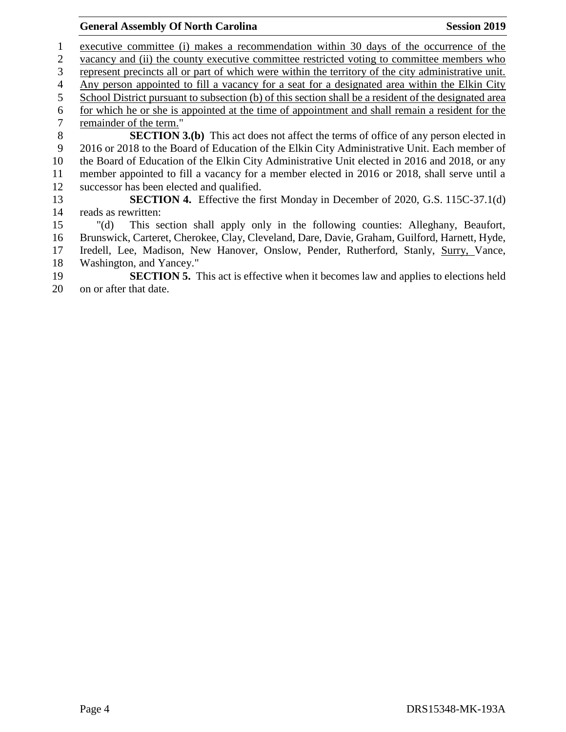executive committee (i) makes a recommendation within 30 days of the occurrence of the vacancy and (ii) the county executive committee restricted voting to committee members who represent precincts all or part of which were within the territory of the city administrative unit. Any person appointed to fill a vacancy for a seat for a designated area within the Elkin City School District pursuant to subsection (b) of this section shall be a resident of the designated area for which he or she is appointed at the time of appointment and shall remain a resident for the remainder of the term."

**SECTION 3.(b)** This act does not affect the terms of office of any person elected in 2016 or 2018 to the Board of Education of the Elkin City Administrative Unit. Each member of the Board of Education of the Elkin City Administrative Unit elected in 2016 and 2018, or any member appointed to fill a vacancy for a member elected in 2016 or 2018, shall serve until a successor has been elected and qualified.

**SECTION 4.** Effective the first Monday in December of 2020, G.S. 115C-37.1(d) reads as rewritten:

"(d) This section shall apply only in the following counties: Alleghany, Beaufort, Brunswick, Carteret, Cherokee, Clay, Cleveland, Dare, Davie, Graham, Guilford, Harnett, Hyde, Iredell, Lee, Madison, New Hanover, Onslow, Pender, Rutherford, Stanly, Surry, Vance, Washington, and Yancey."

**SECTION 5.** This act is effective when it becomes law and applies to elections held on or after that date.